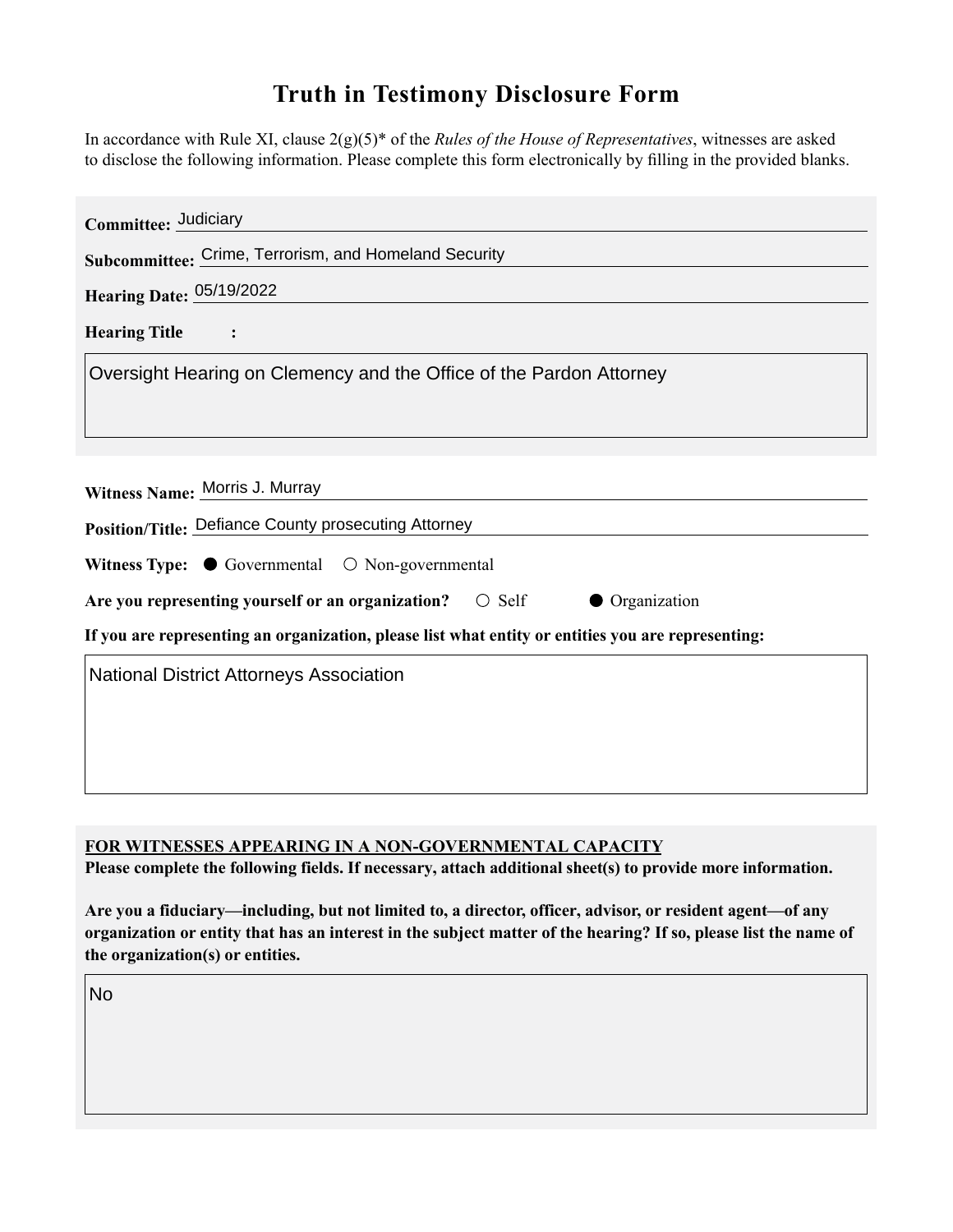# Truth in Testimony Disclosure Form

In accordance with Rule XI, clause 2(g)(5)* of the *Rules of the House of Representatives*, witnesses are asked to disclose the following information. Please complete this form electronically by filling in the provided blanks.

**Committee:** Judiciary

**Subcommittee:** Crime, Terrorism, and Homeland Security

**Hearing Date:** 05/19/2022

**Hearing Title:**

Oversight Hearing on Clemency and the Office of the Pardon Attorney

**Witness Name:** Morris J. Murray

**Position/Title:** Defiance County prosecuting Attorney

**Witness Type:** ● Governmental ○ Non-governmental

**Are you representing yourself or an organization?** ○ Self ● Organization

**If you are representing an organization, please list what entity or entities you are representing:**

National District Attorneys Association

**FOR WITNESSES APPEARING IN A NON-GOVERNMENTAL CAPACITY**

**Please complete the following fields. If necessary, attach additional sheet(s) to provide more information.**

**Are you a fiduciary—including, but not limited to, a director, officer, advisor, or resident agent—of any organization or entity that has an interest in the subject matter of the hearing? If so, please list the name of the organization(s) or entities.**

No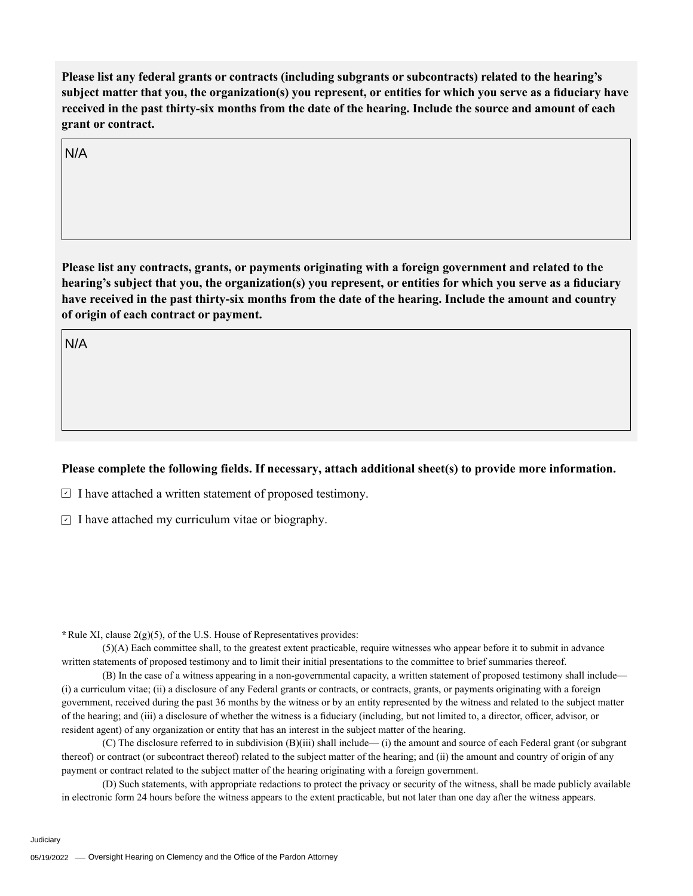**Please list any federal grants or contracts (including subgrants or subcontracts) related to the hearing's subject matter that you, the organization(s) you represent, or entities for which you serve as a fiduciary have received in the past thirty-six months from the date of the hearing. Include the source and amount of each grant or contract.**

N/A

**Please list any contracts, grants, or payments originating with a foreign government and related to the hearing's subject that you, the organization(s) you represent, or entities for which you serve as a fiduciary have received in the past thirty-six months from the date of the hearing. Include the amount and country of origin of each contract or payment.**

N/A

**Please complete the following fields. If necessary, attach additional sheet(s) to provide more information.**

- [x] I have attached a written statement of proposed testimony.
- [x] I have attached my curriculum vitae or biography.

**\*** Rule XI, clause 2(g)(5), of the U.S. House of Representatives provides:

(5)(A) Each committee shall, to the greatest extent practicable, require witnesses who appear before it to submit in advance written statements of proposed testimony and to limit their initial presentations to the committee to brief summaries thereof.

(B) In the case of a witness appearing in a non-governmental capacity, a written statement of proposed testimony shall include— (i) a curriculum vitae; (ii) a disclosure of any Federal grants or contracts, or contracts, grants, or payments originating with a foreign government, received during the past 36 months by the witness or by an entity represented by the witness and related to the subject matter of the hearing; and (iii) a disclosure of whether the witness is a fiduciary (including, but not limited to, a director, officer, advisor, or resident agent) of any organization or entity that has an interest in the subject matter of the hearing.

(C) The disclosure referred to in subdivision (B)(iii) shall include— (i) the amount and source of each Federal grant (or subgrant thereof) or contract (or subcontract thereof) related to the subject matter of the hearing; and (ii) the amount and country of origin of any payment or contract related to the subject matter of the hearing originating with a foreign government.

(D) Such statements, with appropriate redactions to protect the privacy or security of the witness, shall be made publicly available in electronic form 24 hours before the witness appears to the extent practicable, but not later than one day after the witness appears.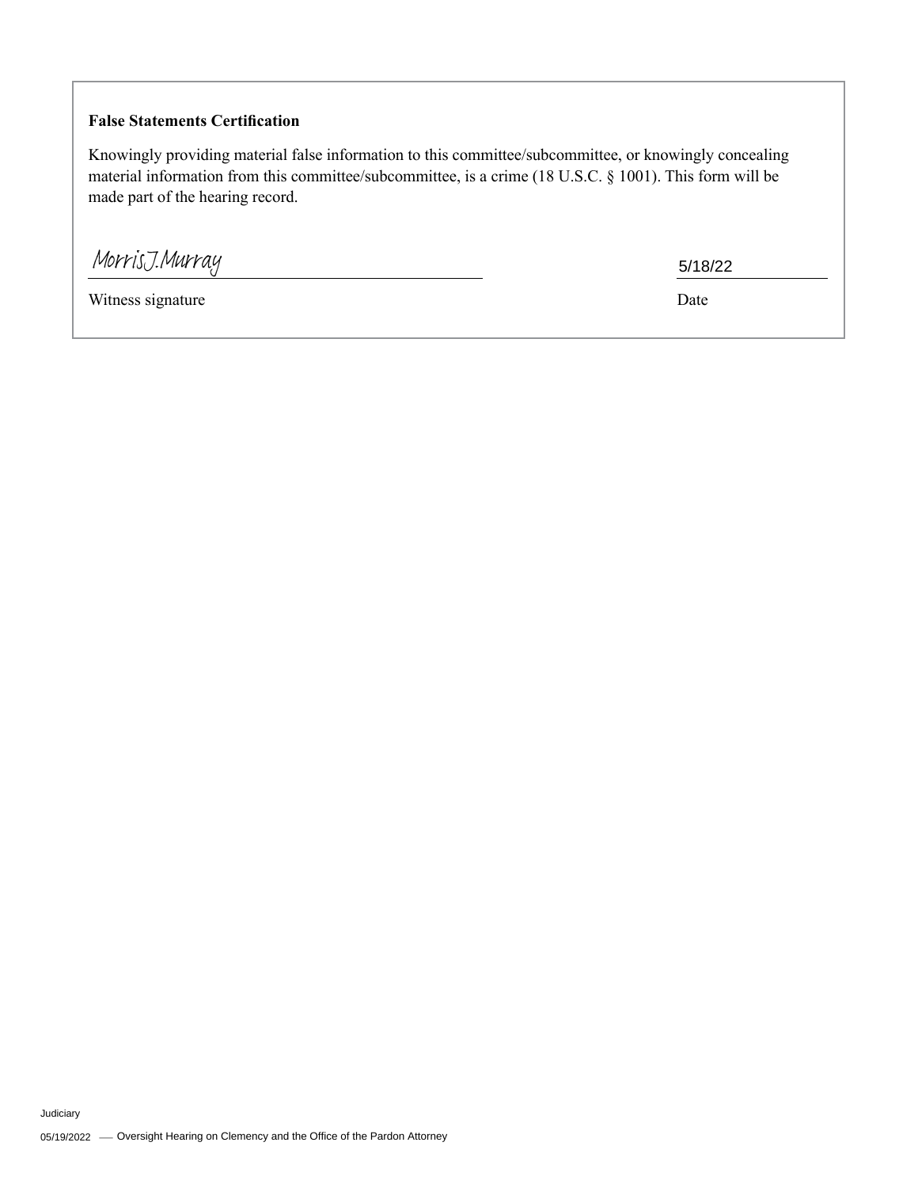**False Statements Certification**

Knowingly providing material false information to this committee/subcommittee, or knowingly concealing material information from this committee/subcommittee, is a crime (18 U.S.C. § 1001). This form will be made part of the hearing record.

Morris J. Murray

Witness signature

5/18/22

Date